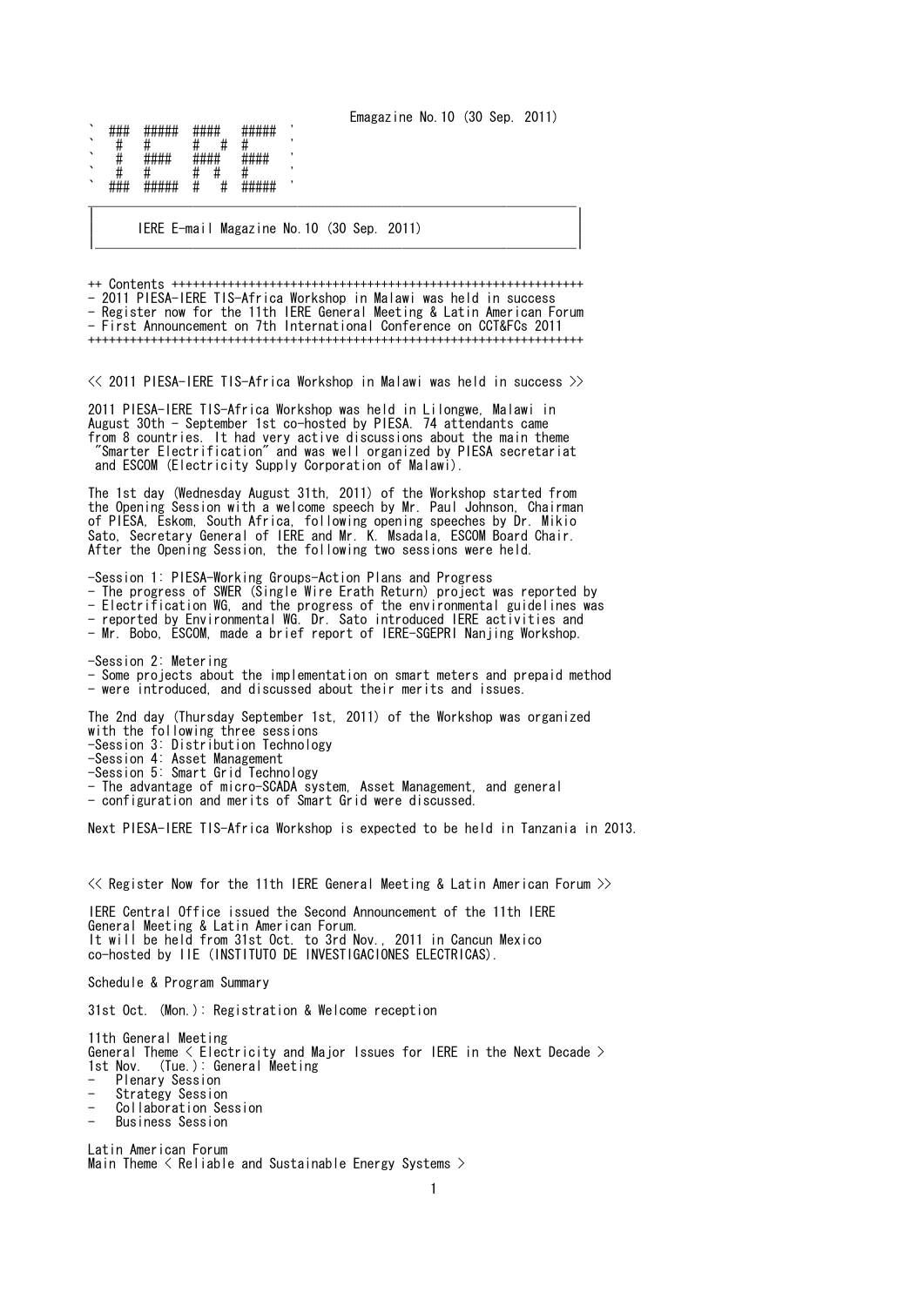Emagazine No.10 (30 Sep. 2011)

```
` ###  #####  ####   #####  '
`  #   #      #   #  #      '
`  #   ####   ####   ####   '
`  #   #      #  #   #      '
` ###  #####  #   #  #####  '
```

# IERE E-mail Magazine No.10 (30 Sep. 2011)

## Contents

- 2011 PIESA-IERE TIS-Africa Workshop in Malawi was held in success
- Register now for the 11th IERE General Meeting & Latin American Forum
- First Announcement on 7th International Conference on CCT&FCs 2011

## << 2011 PIESA-IERE TIS-Africa Workshop in Malawi was held in success >>

2011 PIESA-IERE TIS-Africa Workshop was held in Lilongwe, Malawi in August 30th - September 1st co-hosted by PIESA. 74 attendants came from 8 countries. It had very active discussions about the main theme "Smarter Electrification" and was well organized by PIESA secretariat and ESCOM (Electricity Supply Corporation of Malawi).

The 1st day (Wednesday August 31th, 2011) of the Workshop started from the Opening Session with a welcome speech by Mr. Paul Johnson, Chairman of PIESA, Eskom, South Africa, following opening speeches by Dr. Mikio Sato, Secretary General of IERE and Mr. K. Msadala, ESCOM Board Chair. After the Opening Session, the following two sessions were held.

-Session 1: PIESA-Working Groups-Action Plans and Progress
- The progress of SWER (Single Wire Erath Return) project was reported by
- Electrification WG, and the progress of the environmental guidelines was
- reported by Environmental WG. Dr. Sato introduced IERE activities and
- Mr. Bobo, ESCOM, made a brief report of IERE-SGEPRI Nanjing Workshop.

-Session 2: Metering
- Some projects about the implementation on smart meters and prepaid method
- were introduced, and discussed about their merits and issues.

The 2nd day (Thursday September 1st, 2011) of the Workshop was organized with the following three sessions
-Session 3: Distribution Technology
-Session 4: Asset Management
-Session 5: Smart Grid Technology
- The advantage of micro-SCADA system, Asset Management, and general
- configuration and merits of Smart Grid were discussed.

Next PIESA-IERE TIS-Africa Workshop is expected to be held in Tanzania in 2013.

## << Register Now for the 11th IERE General Meeting & Latin American Forum >>

IERE Central Office issued the Second Announcement of the 11th IERE General Meeting & Latin American Forum.
It will be held from 31st Oct. to 3rd Nov., 2011 in Cancun Mexico co-hosted by IIE (INSTITUTO DE INVESTIGACIONES ELECTRICAS).

Schedule & Program Summary

31st Oct. (Mon.): Registration & Welcome reception

11th General Meeting
General Theme < Electricity and Major Issues for IERE in the Next Decade >
1st Nov. (Tue.): General Meeting
- Plenary Session
- Strategy Session
- Collaboration Session
- Business Session

Latin American Forum
Main Theme < Reliable and Sustainable Energy Systems >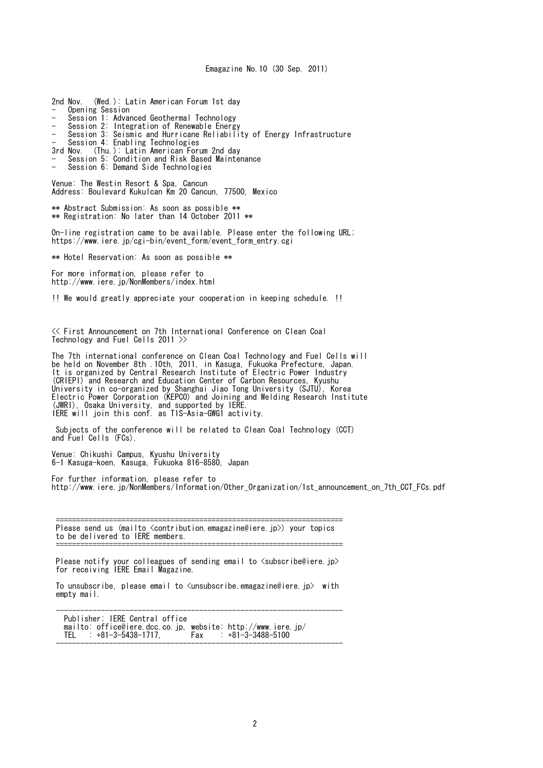2nd Nov. (Wed.): Latin American Forum 1st day

- Opening Session
- Session 1: Advanced Geothermal Technology
- Session 2: Integration of Renewable Energy
- Session 3: Seismic and Hurricane Reliability of Energy Infrastructure
- Session 4: Enabling Technologies

3rd Nov. (Thu.): Latin American Forum 2nd day

- Session 5: Condition and Risk Based Maintenance
- Session 6: Demand Side Technologies

Venue: The Westin Resort & Spa, Cancun
Address: Boulevard Kukulcan Km 20 Cancun, 77500, Mexico

** Abstract Submission: As soon as possible **
** Registration: No later than 14 October 2011 **

On-line registration came to be available. Please enter the following URL;
https://www.iere.jp/cgi-bin/event_form/event_form_entry.cgi

** Hotel Reservation: As soon as possible **

For more information, please refer to
http://www.iere.jp/NonMembers/index.html

!! We would greatly appreciate your cooperation in keeping schedule. !!

<< First Announcement on 7th International Conference on Clean Coal Technology and Fuel Cells 2011 >>

The 7th international conference on Clean Coal Technology and Fuel Cells will be held on November 8th .10th, 2011, in Kasuga, Fukuoka Prefecture, Japan. It is organized by Central Research Institute of Electric Power Industry (CRIEPI) and Research and Education Center of Carbon Resources, Kyushu University in co-organized by Shanghai Jiao Tong University (SJTU), Korea Electric Power Corporation (KEPCO) and Joining and Welding Research Institute (JWRI), Osaka University, and supported by IERE.
IERE will join this conf. as TIS-Asia-GWG1 activity.

Subjects of the conference will be related to Clean Coal Technology (CCT) and Fuel Cells (FCs).

Venue: Chikushi Campus, Kyushu University
6-1 Kasuga-koen, Kasuga, Fukuoka 816-8580, Japan

For further information, please refer to
http://www.iere.jp/NonMembers/Information/Other_Organization/1st_announcement_on_7th_CCT_FCs.pdf

========================================================================
Please send us (mailto <contribution.emagazine@iere.jp>) your topics to be delivered to IERE members.
========================================================================

Please notify your colleagues of sending email to <subscribe@iere.jp> for receiving IERE Email Magazine.

To unsubscribe, please email to <unsubscribe.emagazine@iere.jp> with empty mail.

------------------------------------------------------------------------
Publisher; IERE Central office
mailto: office@iere.dcc.co.jp, website: http://www.iere.jp/
TEL : +81-3-5438-1717, Fax : +81-3-3488-5100
------------------------------------------------------------------------